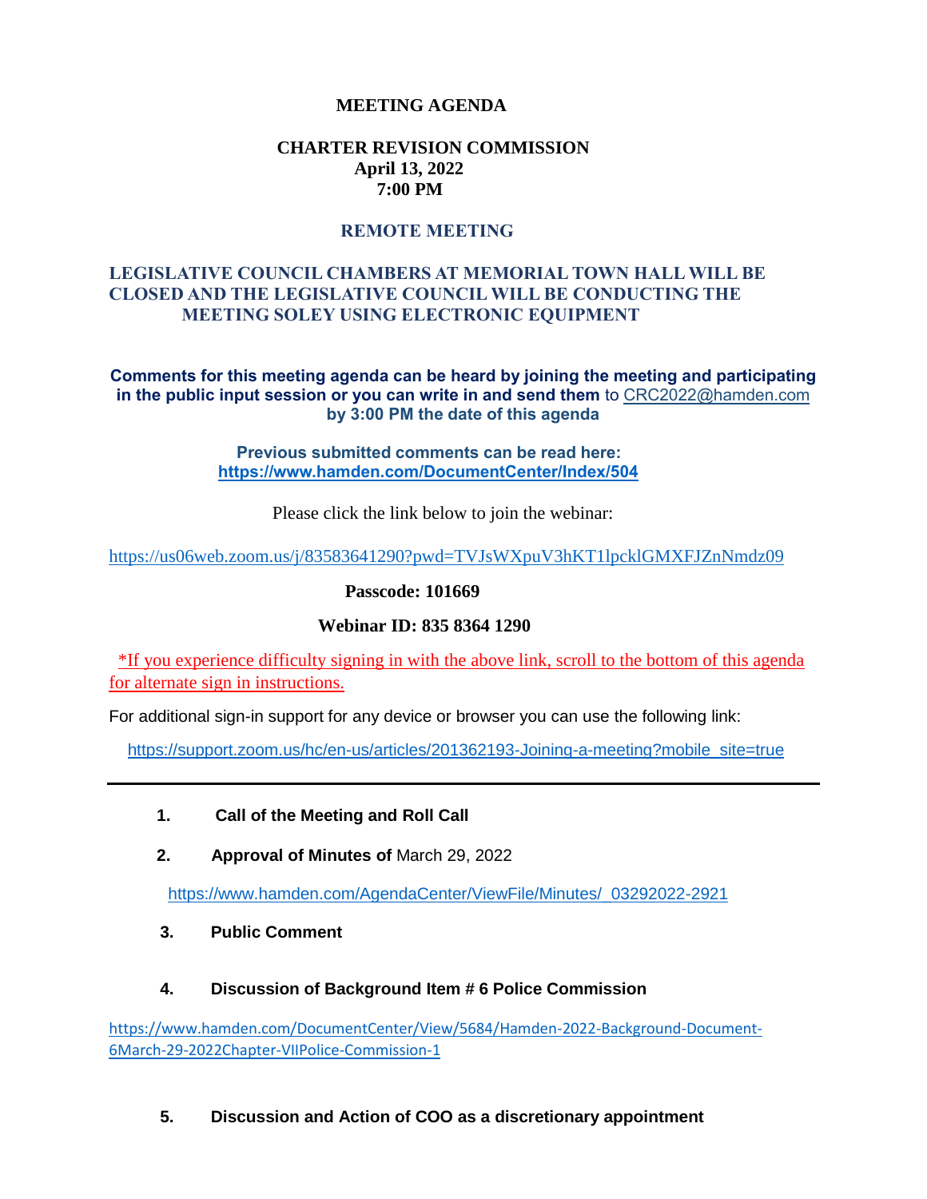# MEETING AGENDA

## CHARTER REVISION COMMISSION

**April 13, 2022**
**7:00 PM**

## REMOTE MEETING

**LEGISLATIVE COUNCIL CHAMBERS AT MEMORIAL TOWN HALL WILL BE CLOSED AND THE LEGISLATIVE COUNCIL WILL BE CONDUCTING THE MEETING SOLEY USING ELECTRONIC EQUIPMENT**

**Comments for this meeting agenda can be heard by joining the meeting and participating in the public input session or you can write in and send them** to CRC2022@hamden.com **by 3:00 PM the date of this agenda**

**Previous submitted comments can be read here:**
**https://www.hamden.com/DocumentCenter/Index/504**

Please click the link below to join the webinar:

https://us06web.zoom.us/j/83583641290?pwd=TVJsWXpuV3hKT1lpcklGMXFJZnNmdz09

**Passcode: 101669**

**Webinar ID: 835 8364 1290**

*If you experience difficulty signing in with the above link, scroll to the bottom of this agenda for alternate sign in instructions.

For additional sign-in support for any device or browser you can use the following link:

https://support.zoom.us/hc/en-us/articles/201362193-Joining-a-meeting?mobile_site=true

---

1. **Call of the Meeting and Roll Call**

2. **Approval of Minutes of** March 29, 2022

   https://www.hamden.com/AgendaCenter/ViewFile/Minutes/_03292022-2921

3. **Public Comment**

4. **Discussion of Background Item # 6 Police Commission**

   https://www.hamden.com/DocumentCenter/View/5684/Hamden-2022-Background-Document-6March-29-2022Chapter-VIIPolice-Commission-1

5. **Discussion and Action of COO as a discretionary appointment**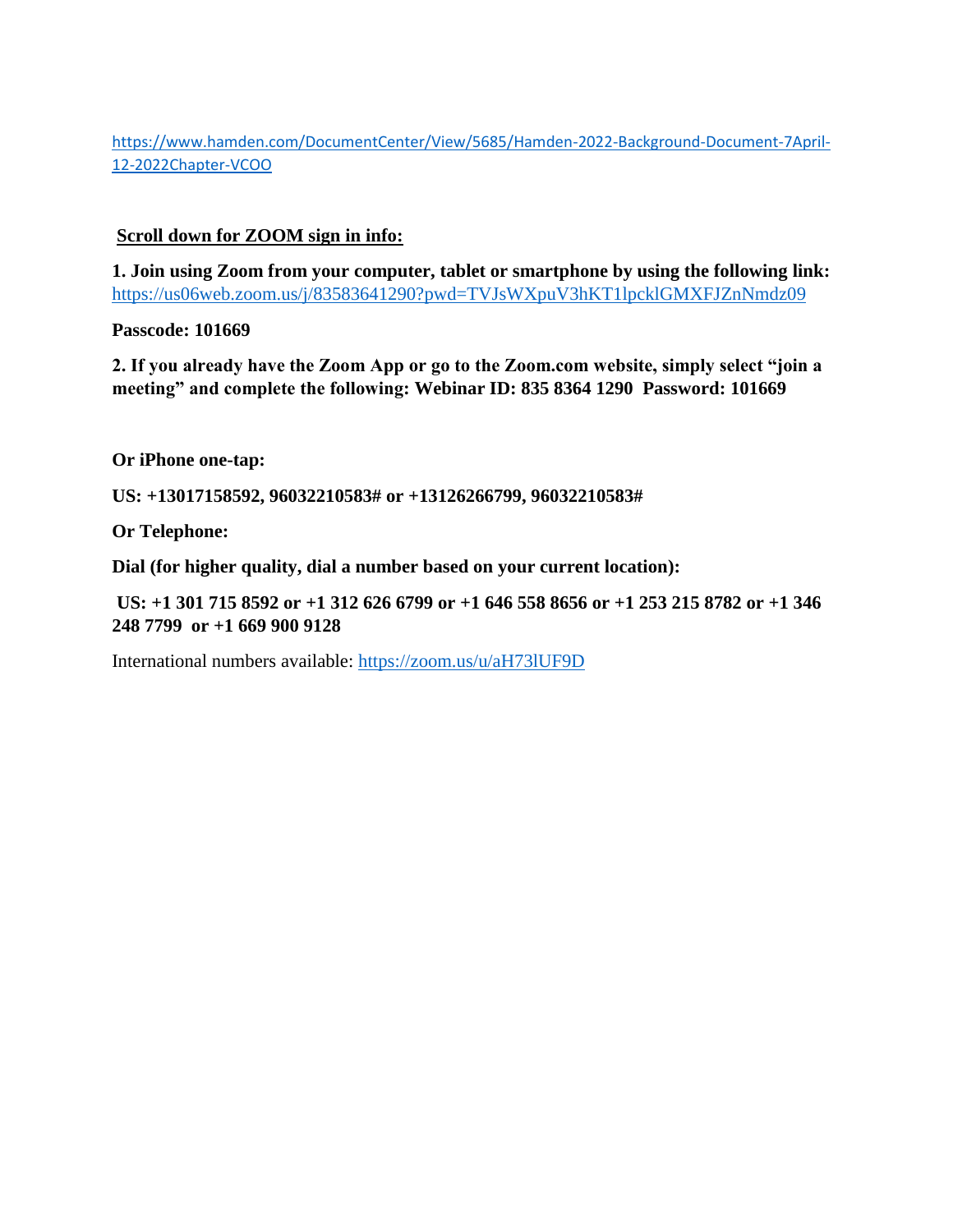https://www.hamden.com/DocumentCenter/View/5685/Hamden-2022-Background-Document-7April-12-2022Chapter-VCOO

**Scroll down for ZOOM sign in info:**

**1. Join using Zoom from your computer, tablet or smartphone by using the following link:** https://us06web.zoom.us/j/83583641290?pwd=TVJsWXpuV3hKT1lpcklGMXFJZnNmdz09

**Passcode: 101669**

**2. If you already have the Zoom App or go to the Zoom.com website, simply select "join a meeting" and complete the following: Webinar ID: 835 8364 1290 Password: 101669**

**Or iPhone one-tap:**

**US: +13017158592, 96032210583# or +13126266799, 96032210583#**

**Or Telephone:**

**Dial (for higher quality, dial a number based on your current location):**

**US: +1 301 715 8592 or +1 312 626 6799 or +1 646 558 8656 or +1 253 215 8782 or +1 346 248 7799 or +1 669 900 9128**

International numbers available: https://zoom.us/u/aH73lUF9D